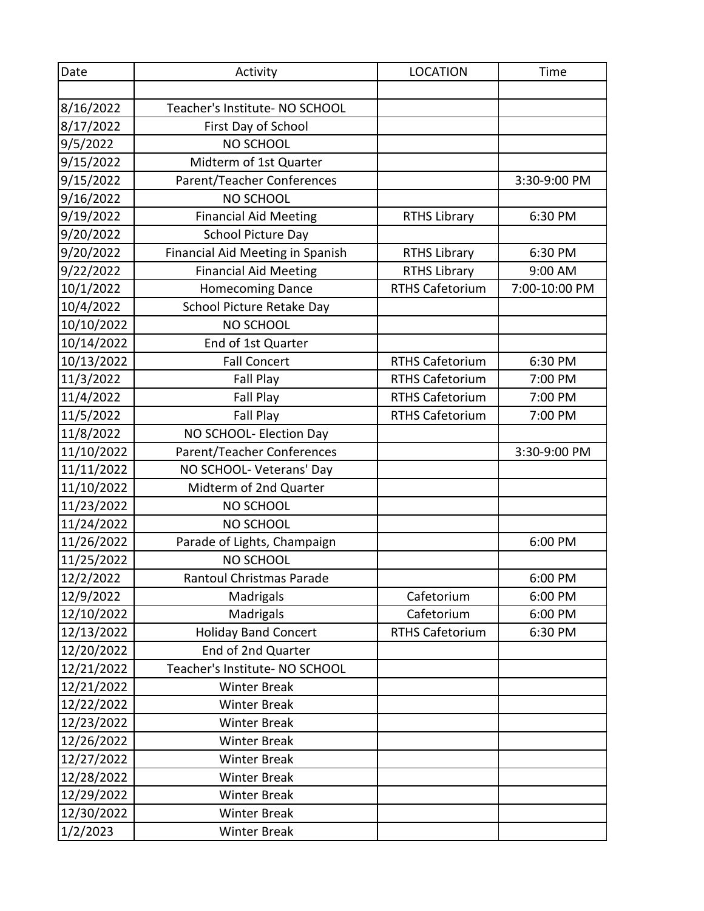| Date | Activity | LOCATION | Time |
|---|---|---|---|
| | | | |
| 8/16/2022 | Teacher's Institute- NO SCHOOL | | |
| 8/17/2022 | First Day of School | | |
| 9/5/2022 | NO SCHOOL | | |
| 9/15/2022 | Midterm of 1st Quarter | | |
| 9/15/2022 | Parent/Teacher Conferences | | 3:30-9:00 PM |
| 9/16/2022 | NO SCHOOL | | |
| 9/19/2022 | Financial Aid Meeting | RTHS Library | 6:30 PM |
| 9/20/2022 | School Picture Day | | |
| 9/20/2022 | Financial Aid Meeting in Spanish | RTHS Library | 6:30 PM |
| 9/22/2022 | Financial Aid Meeting | RTHS Library | 9:00 AM |
| 10/1/2022 | Homecoming Dance | RTHS Cafetorium | 7:00-10:00 PM |
| 10/4/2022 | School Picture Retake Day | | |
| 10/10/2022 | NO SCHOOL | | |
| 10/14/2022 | End of 1st Quarter | | |
| 10/13/2022 | Fall Concert | RTHS Cafetorium | 6:30 PM |
| 11/3/2022 | Fall Play | RTHS Cafetorium | 7:00 PM |
| 11/4/2022 | Fall Play | RTHS Cafetorium | 7:00 PM |
| 11/5/2022 | Fall Play | RTHS Cafetorium | 7:00 PM |
| 11/8/2022 | NO SCHOOL- Election Day | | |
| 11/10/2022 | Parent/Teacher Conferences | | 3:30-9:00 PM |
| 11/11/2022 | NO SCHOOL- Veterans' Day | | |
| 11/10/2022 | Midterm of 2nd Quarter | | |
| 11/23/2022 | NO SCHOOL | | |
| 11/24/2022 | NO SCHOOL | | |
| 11/26/2022 | Parade of Lights, Champaign | | 6:00 PM |
| 11/25/2022 | NO SCHOOL | | |
| 12/2/2022 | Rantoul Christmas Parade | | 6:00 PM |
| 12/9/2022 | Madrigals | Cafetorium | 6:00 PM |
| 12/10/2022 | Madrigals | Cafetorium | 6:00 PM |
| 12/13/2022 | Holiday Band Concert | RTHS Cafetorium | 6:30 PM |
| 12/20/2022 | End of 2nd Quarter | | |
| 12/21/2022 | Teacher's Institute- NO SCHOOL | | |
| 12/21/2022 | Winter Break | | |
| 12/22/2022 | Winter Break | | |
| 12/23/2022 | Winter Break | | |
| 12/26/2022 | Winter Break | | |
| 12/27/2022 | Winter Break | | |
| 12/28/2022 | Winter Break | | |
| 12/29/2022 | Winter Break | | |
| 12/30/2022 | Winter Break | | |
| 1/2/2023 | Winter Break | | |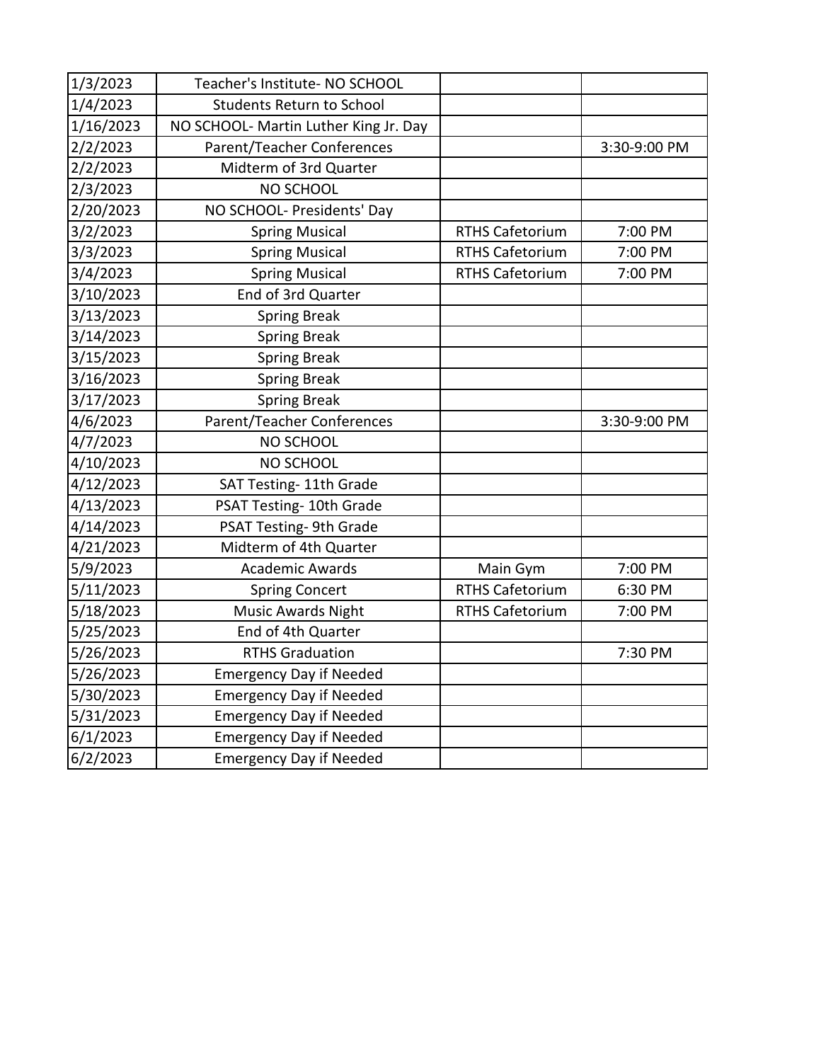| | | | |
|---|---|---|---|
| 1/3/2023 | Teacher's Institute- NO SCHOOL | | |
| 1/4/2023 | Students Return to School | | |
| 1/16/2023 | NO SCHOOL- Martin Luther King Jr. Day | | |
| 2/2/2023 | Parent/Teacher Conferences | | 3:30-9:00 PM |
| 2/2/2023 | Midterm of 3rd Quarter | | |
| 2/3/2023 | NO SCHOOL | | |
| 2/20/2023 | NO SCHOOL- Presidents' Day | | |
| 3/2/2023 | Spring Musical | RTHS Cafetorium | 7:00 PM |
| 3/3/2023 | Spring Musical | RTHS Cafetorium | 7:00 PM |
| 3/4/2023 | Spring Musical | RTHS Cafetorium | 7:00 PM |
| 3/10/2023 | End of 3rd Quarter | | |
| 3/13/2023 | Spring Break | | |
| 3/14/2023 | Spring Break | | |
| 3/15/2023 | Spring Break | | |
| 3/16/2023 | Spring Break | | |
| 3/17/2023 | Spring Break | | |
| 4/6/2023 | Parent/Teacher Conferences | | 3:30-9:00 PM |
| 4/7/2023 | NO SCHOOL | | |
| 4/10/2023 | NO SCHOOL | | |
| 4/12/2023 | SAT Testing- 11th Grade | | |
| 4/13/2023 | PSAT Testing- 10th Grade | | |
| 4/14/2023 | PSAT Testing- 9th Grade | | |
| 4/21/2023 | Midterm of 4th Quarter | | |
| 5/9/2023 | Academic Awards | Main Gym | 7:00 PM |
| 5/11/2023 | Spring Concert | RTHS Cafetorium | 6:30 PM |
| 5/18/2023 | Music Awards Night | RTHS Cafetorium | 7:00 PM |
| 5/25/2023 | End of 4th Quarter | | |
| 5/26/2023 | RTHS Graduation | | 7:30 PM |
| 5/26/2023 | Emergency Day if Needed | | |
| 5/30/2023 | Emergency Day if Needed | | |
| 5/31/2023 | Emergency Day if Needed | | |
| 6/1/2023 | Emergency Day if Needed | | |
| 6/2/2023 | Emergency Day if Needed | | |